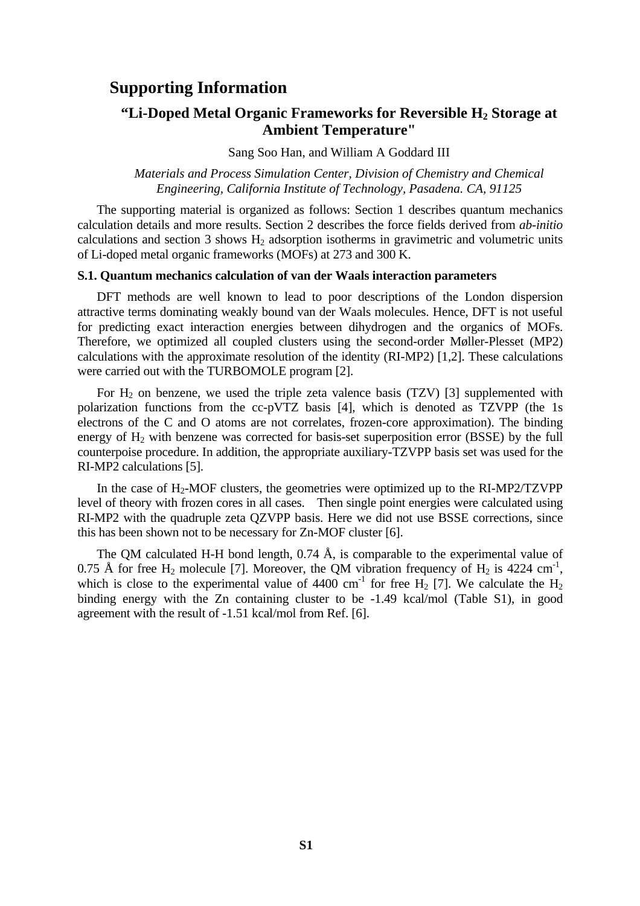# Supporting Information

## "Li-Doped Metal Organic Frameworks for Reversible $H_2$ Storage at Ambient Temperature"

Sang Soo Han, and William A Goddard III

*Materials and Process Simulation Center, Division of Chemistry and Chemical Engineering, California Institute of Technology, Pasadena. CA, 91125*

The supporting material is organized as follows: Section 1 describes quantum mechanics calculation details and more results. Section 2 describes the force fields derived from *ab-initio* calculations and section 3 shows $H_2$ adsorption isotherms in gravimetric and volumetric units of Li-doped metal organic frameworks (MOFs) at 273 and 300 K.

### S.1. Quantum mechanics calculation of van der Waals interaction parameters

DFT methods are well known to lead to poor descriptions of the London dispersion attractive terms dominating weakly bound van der Waals molecules. Hence, DFT is not useful for predicting exact interaction energies between dihydrogen and the organics of MOFs. Therefore, we optimized all coupled clusters using the second-order Møller-Plesset (MP2) calculations with the approximate resolution of the identity (RI-MP2) [1,2]. These calculations were carried out with the TURBOMOLE program [2].

For $H_2$ on benzene, we used the triple zeta valence basis (TZV) [3] supplemented with polarization functions from the cc-pVTZ basis [4], which is denoted as TZVPP (the 1s electrons of the C and O atoms are not correlates, frozen-core approximation). The binding energy of $H_2$ with benzene was corrected for basis-set superposition error (BSSE) by the full counterpoise procedure. In addition, the appropriate auxiliary-TZVPP basis set was used for the RI-MP2 calculations [5].

In the case of $H_2$-MOF clusters, the geometries were optimized up to the RI-MP2/TZVPP level of theory with frozen cores in all cases. Then single point energies were calculated using RI-MP2 with the quadruple zeta QZVPP basis. Here we did not use BSSE corrections, since this has been shown not to be necessary for Zn-MOF cluster [6].

The QM calculated H-H bond length, 0.74 Å, is comparable to the experimental value of 0.75 Å for free $H_2$ molecule [7]. Moreover, the QM vibration frequency of $H_2$ is 4224 $cm^{-1}$, which is close to the experimental value of 4400 $cm^{-1}$ for free $H_2$ [7]. We calculate the $H_2$ binding energy with the Zn containing cluster to be -1.49 kcal/mol (Table S1), in good agreement with the result of -1.51 kcal/mol from Ref. [6].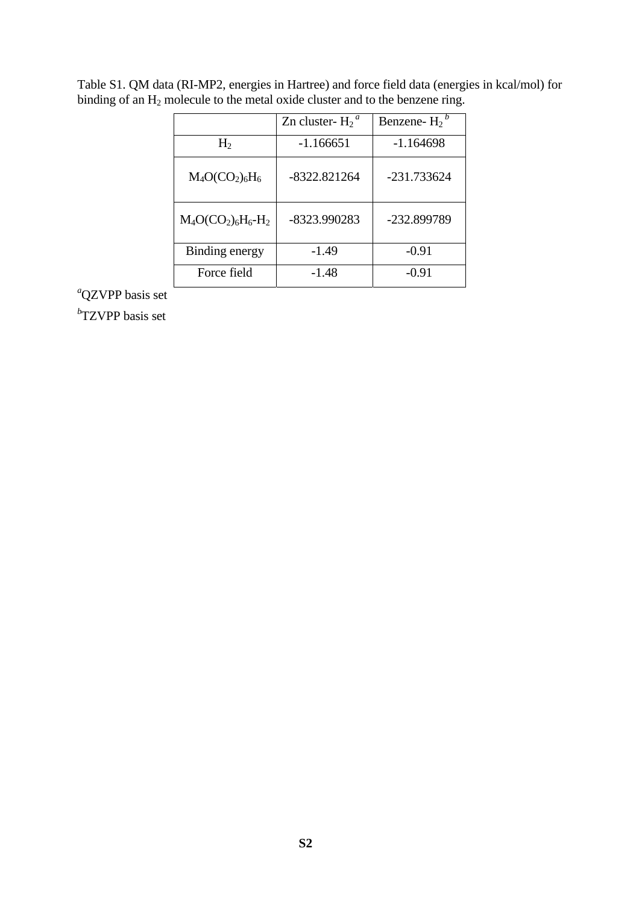Table S1. QM data (RI-MP2, energies in Hartree) and force field data (energies in kcal/mol) for binding of an $H_2$ molecule to the metal oxide cluster and to the benzene ring.

|  | Zn cluster- $H_2$ [a] | Benzene- $H_2$ [b] |
|---|---|---|
| $H_2$ | -1.166651 | -1.164698 |
| $M_4O(CO_2)_6H_6$ | -8322.821264 | -231.733624 |
| $M_4O(CO_2)_6H_6$-$H_2$ | -8323.990283 | -232.899789 |
| Binding energy | -1.49 | -0.91 |
| Force field | -1.48 | -0.91 |

[a]QZVPP basis set

[b]TZVPP basis set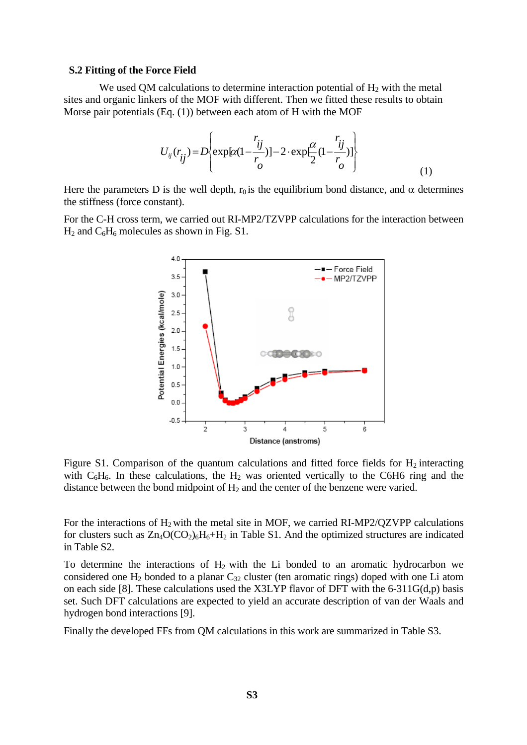### S.2 Fitting of the Force Field

We used QM calculations to determine interaction potential of $H_2$ with the metal sites and organic linkers of the MOF with different. Then we fitted these results to obtain Morse pair potentials (Eq. (1)) between each atom of H with the MOF

$$U_{ij}(r_{ij}) = D\left\{\exp[\alpha(1-\frac{r_{ij}}{r_o})] - 2\cdot\exp[\frac{\alpha}{2}(1-\frac{r_{ij}}{r_o})]\right\} \quad (1)$$

Here the parameters D is the well depth, $r_0$ is the equilibrium bond distance, and $\alpha$ determines the stiffness (force constant).

For the C-H cross term, we carried out RI-MP2/TZVPP calculations for the interaction between $H_2$ and $C_6H_6$ molecules as shown in Fig. S1.

Figure S1. Comparison of the quantum calculations and fitted force fields for $H_2$ interacting with $C_6H_6$. In these calculations, the $H_2$ was oriented vertically to the C6H6 ring and the distance between the bond midpoint of $H_2$ and the center of the benzene were varied.

For the interactions of $H_2$ with the metal site in MOF, we carried RI-MP2/QZVPP calculations for clusters such as $Zn_4O(CO_2)_6H_6$+$H_2$ in Table S1. And the optimized structures are indicated in Table S2.

To determine the interactions of $H_2$ with the Li bonded to an aromatic hydrocarbon we considered one $H_2$ bonded to a planar $C_{32}$ cluster (ten aromatic rings) doped with one Li atom on each side [8]. These calculations used the X3LYP flavor of DFT with the 6-311G(d,p) basis set. Such DFT calculations are expected to yield an accurate description of van der Waals and hydrogen bond interactions [9].

Finally the developed FFs from QM calculations in this work are summarized in Table S3.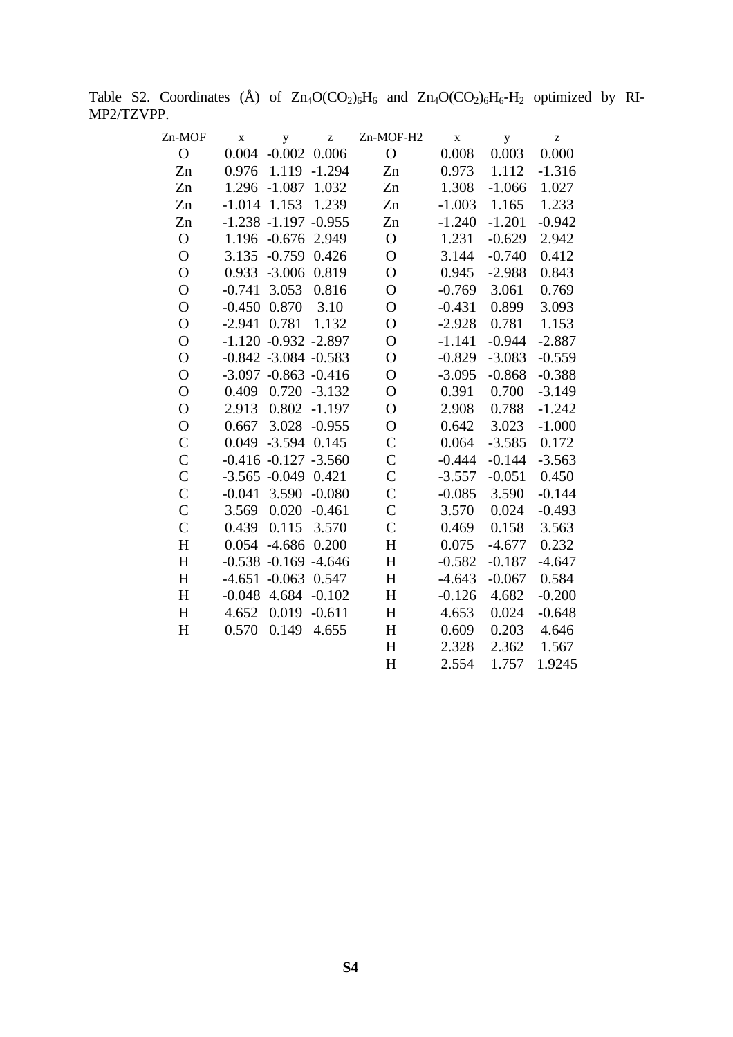Table S2. Coordinates (Å) of $Zn_4O(CO_2)_6H_6$ and $Zn_4O(CO_2)_6H_6$-$H_2$ optimized by RI-MP2/TZVPP.

| Zn-MOF | x | y | z | Zn-MOF-H2 | x | y | z |
|---|---|---|---|---|---|---|---|
| O | 0.004 | -0.002 | 0.006 | O | 0.008 | 0.003 | 0.000 |
| Zn | 0.976 | 1.119 | -1.294 | Zn | 0.973 | 1.112 | -1.316 |
| Zn | 1.296 | -1.087 | 1.032 | Zn | 1.308 | -1.066 | 1.027 |
| Zn | -1.014 | 1.153 | 1.239 | Zn | -1.003 | 1.165 | 1.233 |
| Zn | -1.238 | -1.197 | -0.955 | Zn | -1.240 | -1.201 | -0.942 |
| O | 1.196 | -0.676 | 2.949 | O | 1.231 | -0.629 | 2.942 |
| O | 3.135 | -0.759 | 0.426 | O | 3.144 | -0.740 | 0.412 |
| O | 0.933 | -3.006 | 0.819 | O | 0.945 | -2.988 | 0.843 |
| O | -0.741 | 3.053 | 0.816 | O | -0.769 | 3.061 | 0.769 |
| O | -0.450 | 0.870 | 3.10 | O | -0.431 | 0.899 | 3.093 |
| O | -2.941 | 0.781 | 1.132 | O | -2.928 | 0.781 | 1.153 |
| O | -1.120 | -0.932 | -2.897 | O | -1.141 | -0.944 | -2.887 |
| O | -0.842 | -3.084 | -0.583 | O | -0.829 | -3.083 | -0.559 |
| O | -3.097 | -0.863 | -0.416 | O | -3.095 | -0.868 | -0.388 |
| O | 0.409 | 0.720 | -3.132 | O | 0.391 | 0.700 | -3.149 |
| O | 2.913 | 0.802 | -1.197 | O | 2.908 | 0.788 | -1.242 |
| O | 0.667 | 3.028 | -0.955 | O | 0.642 | 3.023 | -1.000 |
| C | 0.049 | -3.594 | 0.145 | C | 0.064 | -3.585 | 0.172 |
| C | -0.416 | -0.127 | -3.560 | C | -0.444 | -0.144 | -3.563 |
| C | -3.565 | -0.049 | 0.421 | C | -3.557 | -0.051 | 0.450 |
| C | -0.041 | 3.590 | -0.080 | C | -0.085 | 3.590 | -0.144 |
| C | 3.569 | 0.020 | -0.461 | C | 3.570 | 0.024 | -0.493 |
| C | 0.439 | 0.115 | 3.570 | C | 0.469 | 0.158 | 3.563 |
| H | 0.054 | -4.686 | 0.200 | H | 0.075 | -4.677 | 0.232 |
| H | -0.538 | -0.169 | -4.646 | H | -0.582 | -0.187 | -4.647 |
| H | -4.651 | -0.063 | 0.547 | H | -4.643 | -0.067 | 0.584 |
| H | -0.048 | 4.684 | -0.102 | H | -0.126 | 4.682 | -0.200 |
| H | 4.652 | 0.019 | -0.611 | H | 4.653 | 0.024 | -0.648 |
| H | 0.570 | 0.149 | 4.655 | H | 0.609 | 0.203 | 4.646 |
| | | | | H | 2.328 | 2.362 | 1.567 |
| | | | | H | 2.554 | 1.757 | 1.9245 |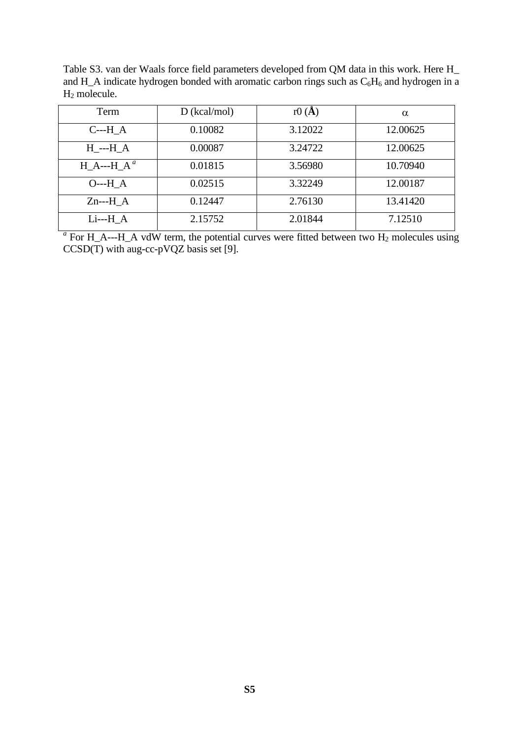Table S3. van der Waals force field parameters developed from QM data in this work. Here H_ and H_A indicate hydrogen bonded with aromatic carbon rings such as $C_6H_6$ and hydrogen in a $H_2$ molecule.

| Term | D (kcal/mol) | r0 (**Å**) | $\alpha$ |
|---|---|---|---|
| C---H_A | 0.10082 | 3.12022 | 12.00625 |
| H_---H_A | 0.00087 | 3.24722 | 12.00625 |
| H_A---H_A [a] | 0.01815 | 3.56980 | 10.70940 |
| O---H_A | 0.02515 | 3.32249 | 12.00187 |
| Zn---H_A | 0.12447 | 2.76130 | 13.41420 |
| Li---H_A | 2.15752 | 2.01844 | 7.12510 |

[a] For H_A---H_A vdW term, the potential curves were fitted between two $H_2$ molecules using CCSD(T) with aug-cc-pVQZ basis set [9].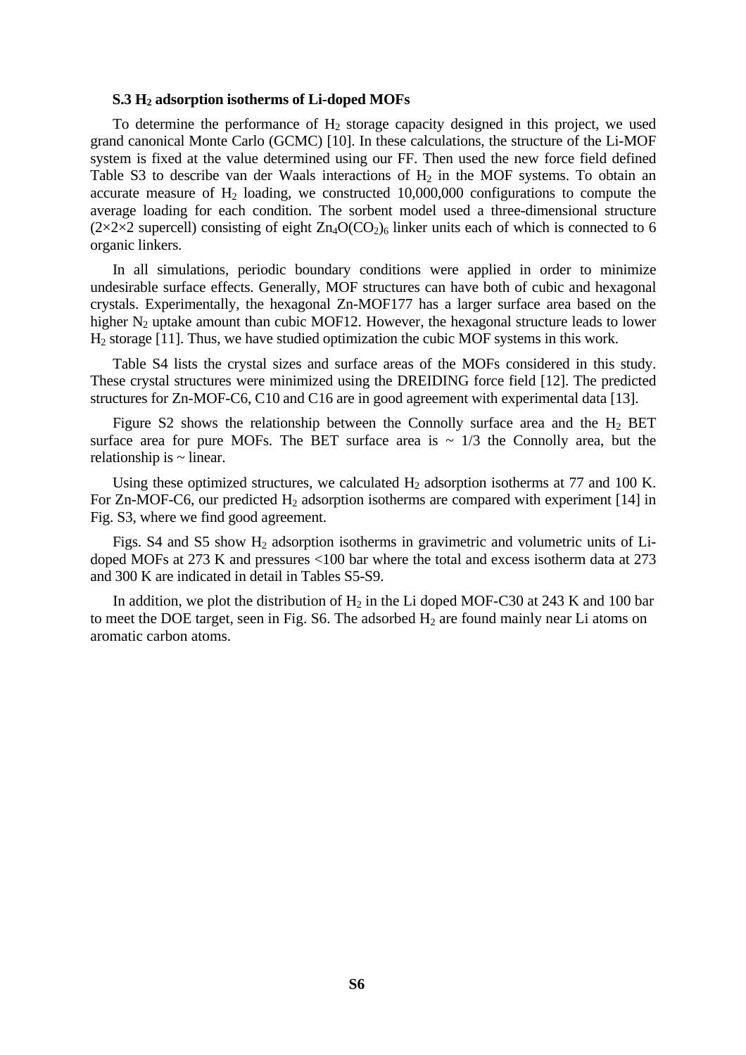### S.3 $H_2$ adsorption isotherms of Li-doped MOFs

To determine the performance of $H_2$ storage capacity designed in this project, we used grand canonical Monte Carlo (GCMC) [10]. In these calculations, the structure of the Li-MOF system is fixed at the value determined using our FF. Then used the new force field defined Table S3 to describe van der Waals interactions of $H_2$ in the MOF systems. To obtain an accurate measure of $H_2$ loading, we constructed 10,000,000 configurations to compute the average loading for each condition. The sorbent model used a three-dimensional structure (2×2×2 supercell) consisting of eight $Zn_4O(CO_2)_6$ linker units each of which is connected to 6 organic linkers.

In all simulations, periodic boundary conditions were applied in order to minimize undesirable surface effects. Generally, MOF structures can have both of cubic and hexagonal crystals. Experimentally, the hexagonal Zn-MOF177 has a larger surface area based on the higher $N_2$ uptake amount than cubic MOF12. However, the hexagonal structure leads to lower $H_2$ storage [11]. Thus, we have studied optimization the cubic MOF systems in this work.

Table S4 lists the crystal sizes and surface areas of the MOFs considered in this study. These crystal structures were minimized using the DREIDING force field [12]. The predicted structures for Zn-MOF-C6, C10 and C16 are in good agreement with experimental data [13].

Figure S2 shows the relationship between the Connolly surface area and the $H_2$ BET surface area for pure MOFs. The BET surface area is ~ 1/3 the Connolly area, but the relationship is ~ linear.

Using these optimized structures, we calculated $H_2$ adsorption isotherms at 77 and 100 K. For Zn-MOF-C6, our predicted $H_2$ adsorption isotherms are compared with experiment [14] in Fig. S3, where we find good agreement.

Figs. S4 and S5 show $H_2$ adsorption isotherms in gravimetric and volumetric units of Li-doped MOFs at 273 K and pressures <100 bar where the total and excess isotherm data at 273 and 300 K are indicated in detail in Tables S5-S9.

In addition, we plot the distribution of $H_2$ in the Li doped MOF-C30 at 243 K and 100 bar to meet the DOE target, seen in Fig. S6. The adsorbed $H_2$ are found mainly near Li atoms on aromatic carbon atoms.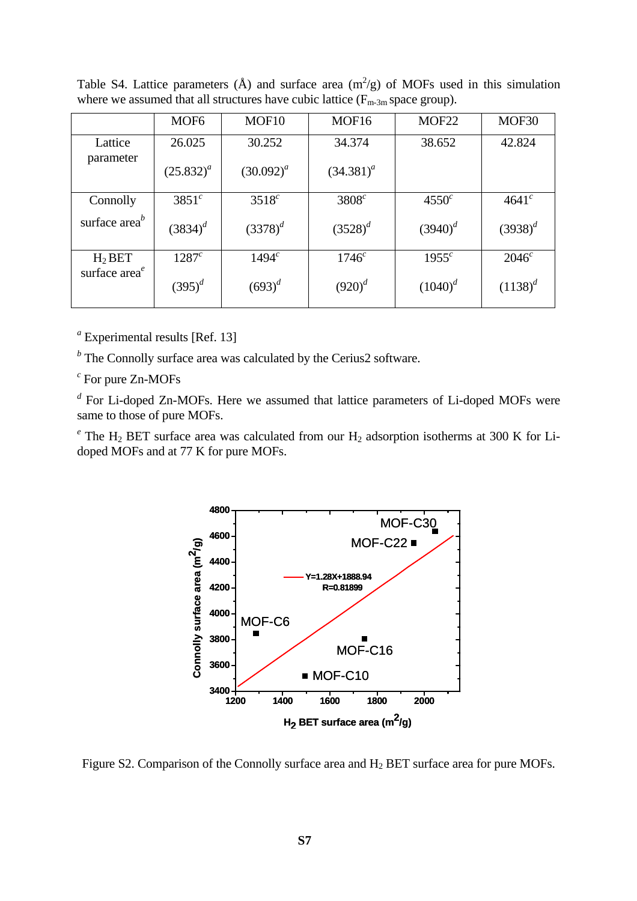Table S4. Lattice parameters (Å) and surface area ($m^2/g$) of MOFs used in this simulation where we assumed that all structures have cubic lattice ($F_{m\text{-}3m}$ space group).

| | MOF6 | MOF10 | MOF16 | MOF22 | MOF30 |
|---|---|---|---|---|---|
| Lattice parameter | 26.025 (25.832)[a] | 30.252 (30.092)[a] | 34.374 (34.381)[a] | 38.652 | 42.824 |
| Connolly surface area[b] | 3851[c] (3834)[d] | 3518[c] (3378)[d] | 3808[c] (3528)[d] | 4550[c] (3940)[d] | 4641[c] (3938)[d] |
| $H_2$ BET surface area[e] | 1287[c] (395)[d] | 1494[c] (693)[d] | 1746[c] (920)[d] | 1955[c] (1040)[d] | 2046[c] (1138)[d] |

[a] Experimental results [Ref. 13]

[b] The Connolly surface area was calculated by the Cerius2 software.

[c] For pure Zn-MOFs

[d] For Li-doped Zn-MOFs. Here we assumed that lattice parameters of Li-doped MOFs were same to those of pure MOFs.

[e] The $H_2$ BET surface area was calculated from our $H_2$ adsorption isotherms at 300 K for Li-doped MOFs and at 77 K for pure MOFs.

Figure S2. Comparison of the Connolly surface area and $H_2$ BET surface area for pure MOFs.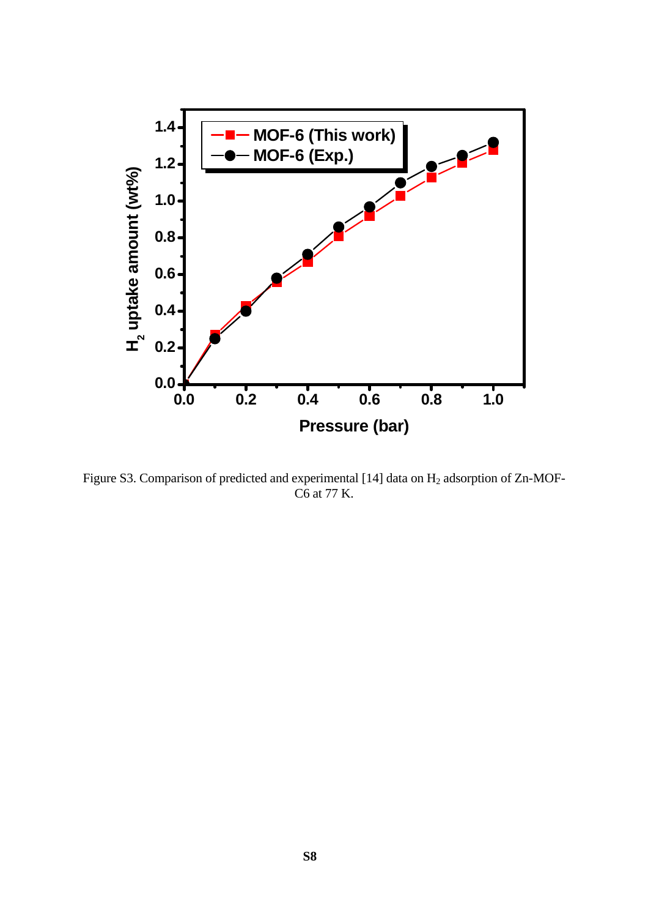Figure S3. Comparison of predicted and experimental [14] data on $H_2$ adsorption of Zn-MOF-C6 at 77 K.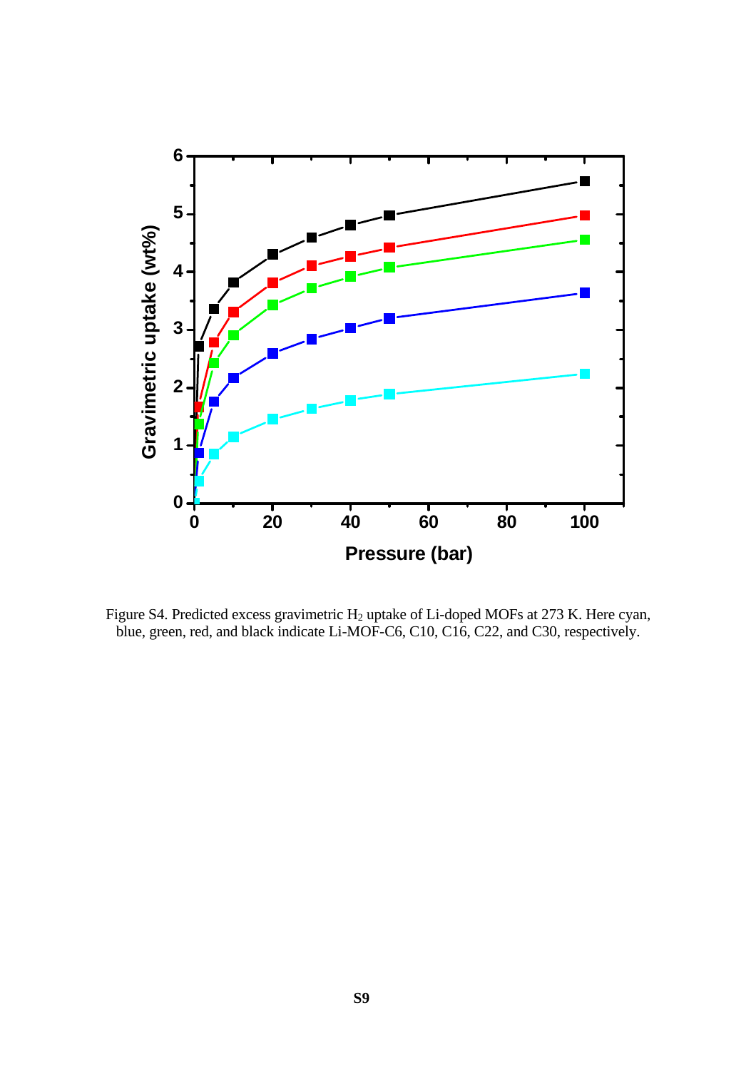Figure S4. Predicted excess gravimetric $H_2$ uptake of Li-doped MOFs at 273 K. Here cyan, blue, green, red, and black indicate Li-MOF-C6, C10, C16, C22, and C30, respectively.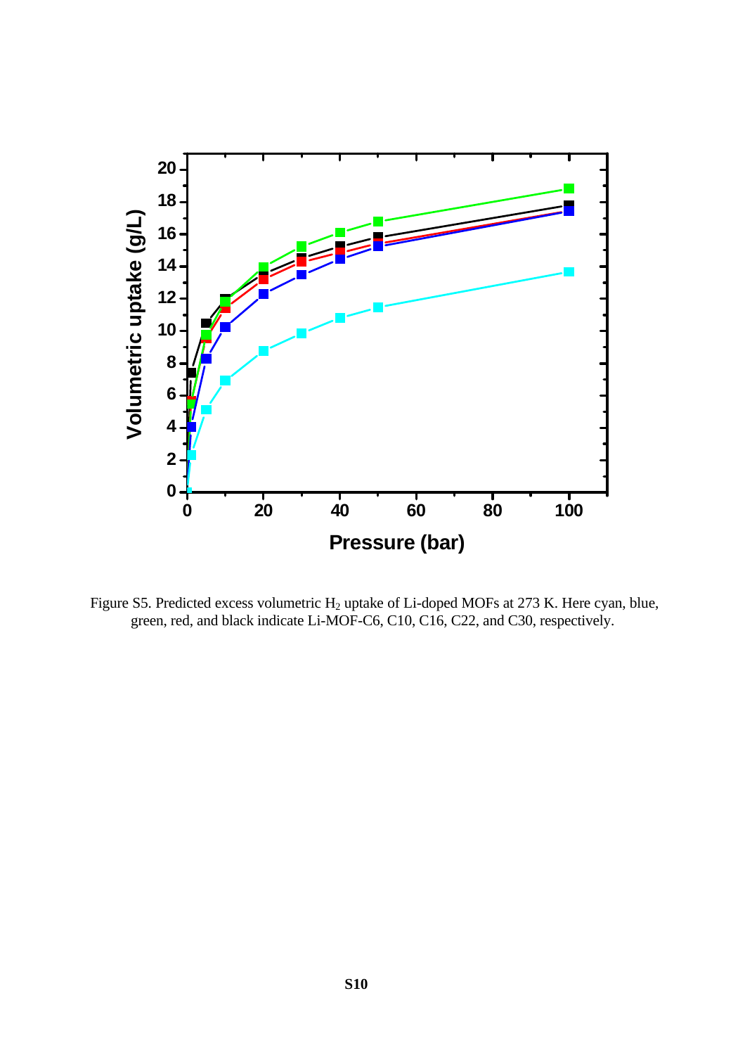Figure S5. Predicted excess volumetric $H_2$ uptake of Li-doped MOFs at 273 K. Here cyan, blue, green, red, and black indicate Li-MOF-C6, C10, C16, C22, and C30, respectively.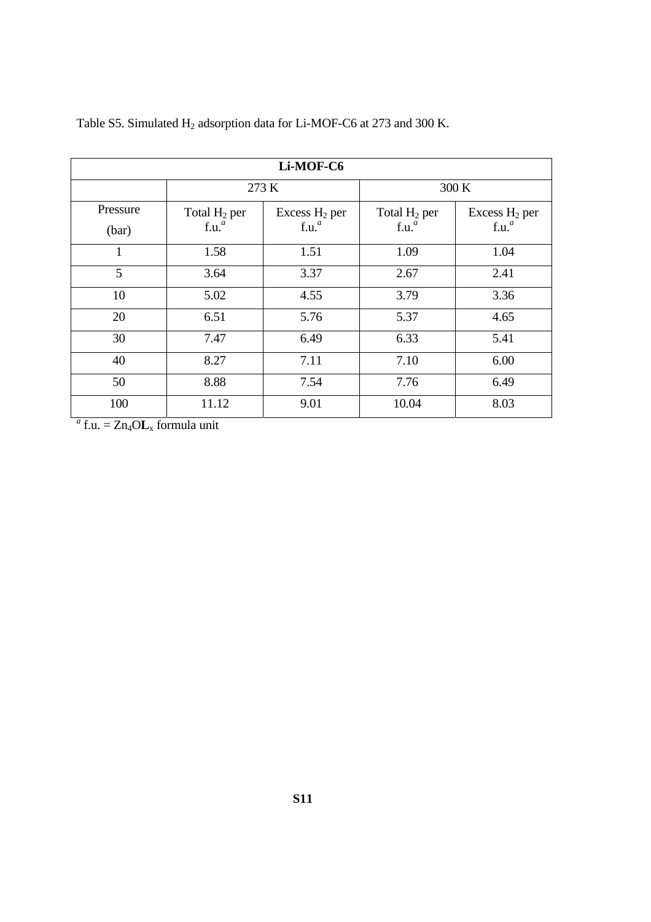Table S5. Simulated $H_2$ adsorption data for Li-MOF-C6 at 273 and 300 K.

| **Li-MOF-C6** | | | | |
|---|---|---|---|---|
| | 273 K | | 300 K | |
| Pressure (bar) | Total $H_2$ per f.u.[a] | Excess $H_2$ per f.u.[a] | Total $H_2$ per f.u.[a] | Excess $H_2$ per f.u.[a] |
| 1 | 1.58 | 1.51 | 1.09 | 1.04 |
| 5 | 3.64 | 3.37 | 2.67 | 2.41 |
| 10 | 5.02 | 4.55 | 3.79 | 3.36 |
| 20 | 6.51 | 5.76 | 5.37 | 4.65 |
| 30 | 7.47 | 6.49 | 6.33 | 5.41 |
| 40 | 8.27 | 7.11 | 7.10 | 6.00 |
| 50 | 8.88 | 7.54 | 7.76 | 6.49 |
| 100 | 11.12 | 9.01 | 10.04 | 8.03 |

[a] f.u. = $Zn_4O\mathbf{L}_x$ formula unit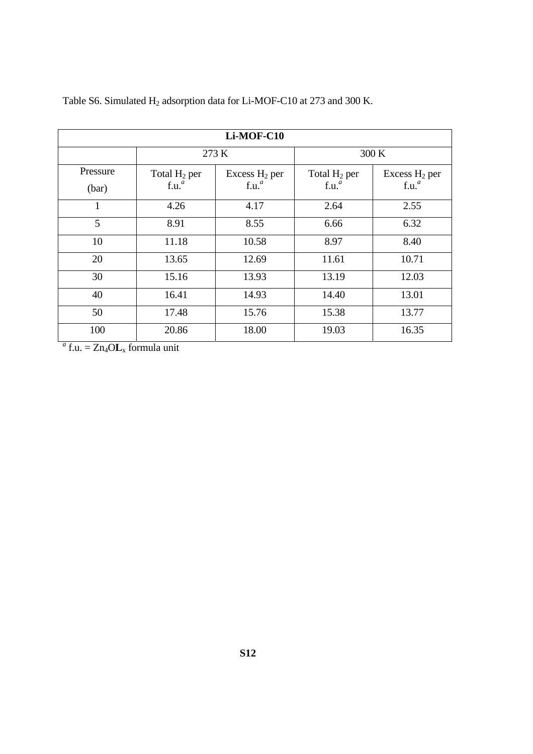Table S6. Simulated $H_2$ adsorption data for Li-MOF-C10 at 273 and 300 K.

| **Li-MOF-C10** | | | | |
|---|---|---|---|---|
| | 273 K | | 300 K | |
| Pressure (bar) | Total $H_2$ per f.u.[a] | Excess $H_2$ per f.u.[a] | Total $H_2$ per f.u.[a] | Excess $H_2$ per f.u.[a] |
| 1 | 4.26 | 4.17 | 2.64 | 2.55 |
| 5 | 8.91 | 8.55 | 6.66 | 6.32 |
| 10 | 11.18 | 10.58 | 8.97 | 8.40 |
| 20 | 13.65 | 12.69 | 11.61 | 10.71 |
| 30 | 15.16 | 13.93 | 13.19 | 12.03 |
| 40 | 16.41 | 14.93 | 14.40 | 13.01 |
| 50 | 17.48 | 15.76 | 15.38 | 13.77 |
| 100 | 20.86 | 18.00 | 19.03 | 16.35 |

[a] f.u. = $Zn_4O\mathbf{L}_x$ formula unit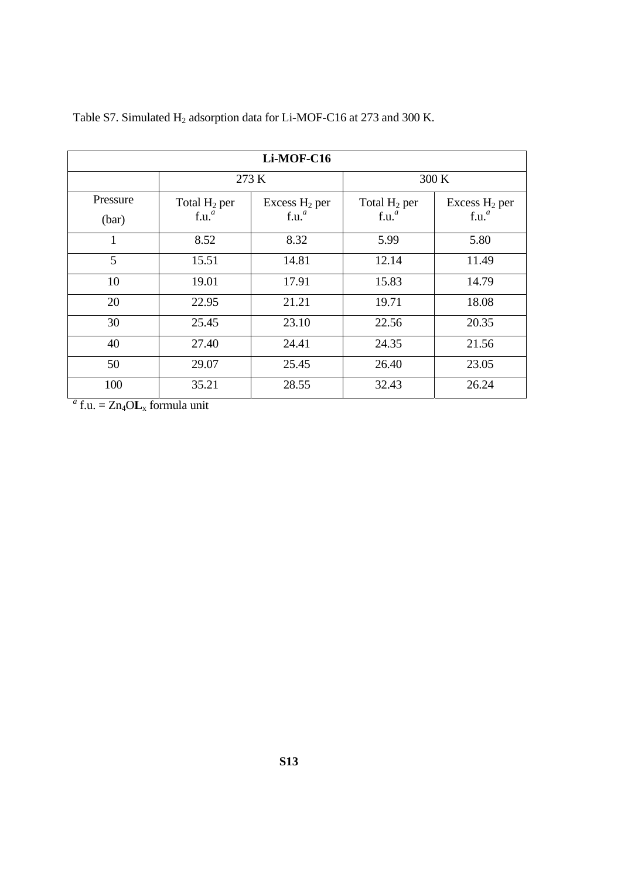Table S7. Simulated $H_2$ adsorption data for Li-MOF-C16 at 273 and 300 K.

| **Li-MOF-C16** | | | | |
|---|---|---|---|---|
| | 273 K | | 300 K | |
| Pressure (bar) | Total $H_2$ per f.u.[a] | Excess $H_2$ per f.u.[a] | Total $H_2$ per f.u.[a] | Excess $H_2$ per f.u.[a] |
| 1 | 8.52 | 8.32 | 5.99 | 5.80 |
| 5 | 15.51 | 14.81 | 12.14 | 11.49 |
| 10 | 19.01 | 17.91 | 15.83 | 14.79 |
| 20 | 22.95 | 21.21 | 19.71 | 18.08 |
| 30 | 25.45 | 23.10 | 22.56 | 20.35 |
| 40 | 27.40 | 24.41 | 24.35 | 21.56 |
| 50 | 29.07 | 25.45 | 26.40 | 23.05 |
| 100 | 35.21 | 28.55 | 32.43 | 26.24 |

[a] f.u. = $Zn_4O\mathbf{L}_x$ formula unit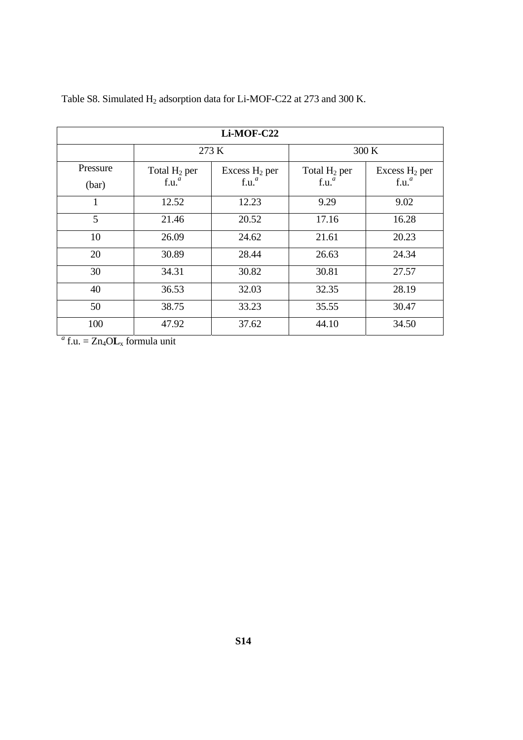Table S8. Simulated $H_2$ adsorption data for Li-MOF-C22 at 273 and 300 K.

| **Li-MOF-C22** | | | | |
|---|---|---|---|---|
| | 273 K | | 300 K | |
| Pressure (bar) | Total $H_2$ per f.u.[a] | Excess $H_2$ per f.u.[a] | Total $H_2$ per f.u.[a] | Excess $H_2$ per f.u.[a] |
| 1 | 12.52 | 12.23 | 9.29 | 9.02 |
| 5 | 21.46 | 20.52 | 17.16 | 16.28 |
| 10 | 26.09 | 24.62 | 21.61 | 20.23 |
| 20 | 30.89 | 28.44 | 26.63 | 24.34 |
| 30 | 34.31 | 30.82 | 30.81 | 27.57 |
| 40 | 36.53 | 32.03 | 32.35 | 28.19 |
| 50 | 38.75 | 33.23 | 35.55 | 30.47 |
| 100 | 47.92 | 37.62 | 44.10 | 34.50 |

[a] f.u. = $Zn_4O\mathbf{L}_x$ formula unit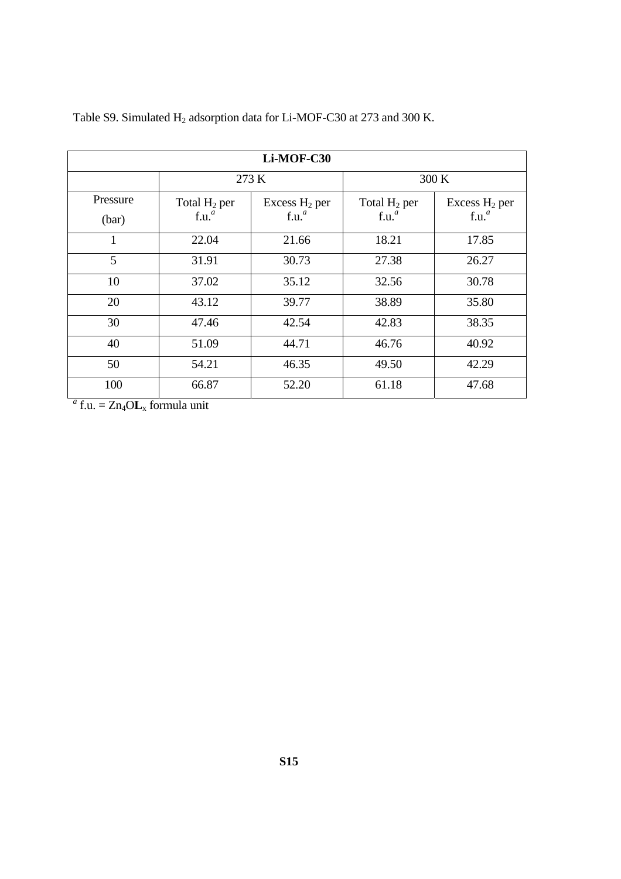Table S9. Simulated $H_2$ adsorption data for Li-MOF-C30 at 273 and 300 K.

| **Li-MOF-C30** | | | | |
|---|---|---|---|---|
| | 273 K | | 300 K | |
| Pressure (bar) | Total $H_2$ per f.u.[a] | Excess $H_2$ per f.u.[a] | Total $H_2$ per f.u.[a] | Excess $H_2$ per f.u.[a] |
| 1 | 22.04 | 21.66 | 18.21 | 17.85 |
| 5 | 31.91 | 30.73 | 27.38 | 26.27 |
| 10 | 37.02 | 35.12 | 32.56 | 30.78 |
| 20 | 43.12 | 39.77 | 38.89 | 35.80 |
| 30 | 47.46 | 42.54 | 42.83 | 38.35 |
| 40 | 51.09 | 44.71 | 46.76 | 40.92 |
| 50 | 54.21 | 46.35 | 49.50 | 42.29 |
| 100 | 66.87 | 52.20 | 61.18 | 47.68 |

[a] f.u. = $Zn_4O\mathbf{L}_x$ formula unit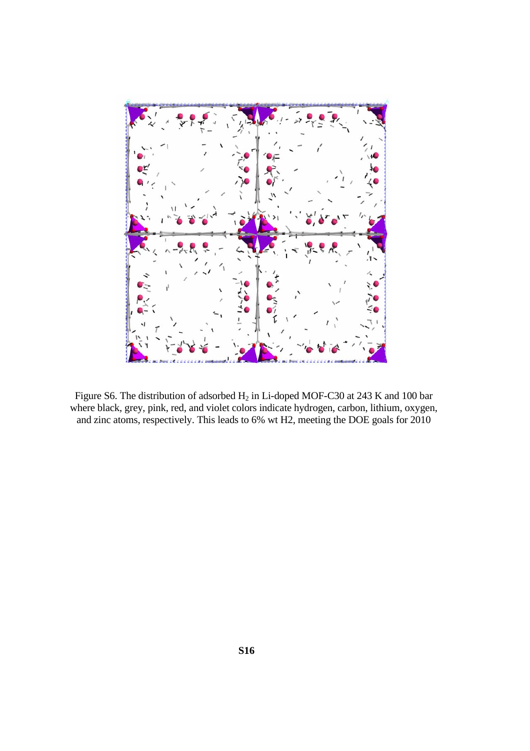Figure S6. The distribution of adsorbed $H_2$ in Li-doped MOF-C30 at 243 K and 100 bar where black, grey, pink, red, and violet colors indicate hydrogen, carbon, lithium, oxygen, and zinc atoms, respectively. This leads to 6% wt H2, meeting the DOE goals for 2010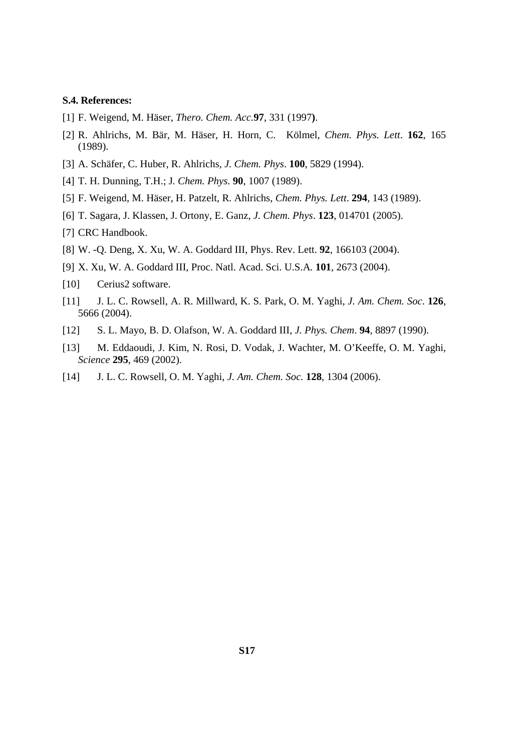**S.4. References:**

[1] F. Weigend, M. Häser, *Thero. Chem. Acc.* **97**, 331 (1997**)**.

[2] R. Ahlrichs, M. Bär, M. Häser, H. Horn, C. Kölmel, *Chem. Phys. Lett*. **162**, 165 (1989).

[3] A. Schäfer, C. Huber, R. Ahlrichs, *J. Chem. Phys*. **100**, 5829 (1994).

[4] T. H. Dunning, T.H.; J. *Chem. Phys*. **90**, 1007 (1989).

[5] F. Weigend, M. Häser, H. Patzelt, R. Ahlrichs, *Chem. Phys. Lett*. **294**, 143 (1989).

[6] T. Sagara, J. Klassen, J. Ortony, E. Ganz, *J. Chem. Phys*. **123**, 014701 (2005).

[7] CRC Handbook.

[8] W. -Q. Deng, X. Xu, W. A. Goddard III, Phys. Rev. Lett. **92**, 166103 (2004).

[9] X. Xu, W. A. Goddard III, Proc. Natl. Acad. Sci. U.S.A. **101**, 2673 (2004).

[10] Cerius2 software.

[11] J. L. C. Rowsell, A. R. Millward, K. S. Park, O. M. Yaghi, *J. Am. Chem. Soc*. **126**, 5666 (2004).

[12] S. L. Mayo, B. D. Olafson, W. A. Goddard III, *J. Phys. Chem*. **94**, 8897 (1990).

[13] M. Eddaoudi, J. Kim, N. Rosi, D. Vodak, J. Wachter, M. O'Keeffe, O. M. Yaghi, *Science* **295**, 469 (2002).

[14] J. L. C. Rowsell, O. M. Yaghi, *J. Am. Chem. Soc.* **128**, 1304 (2006).